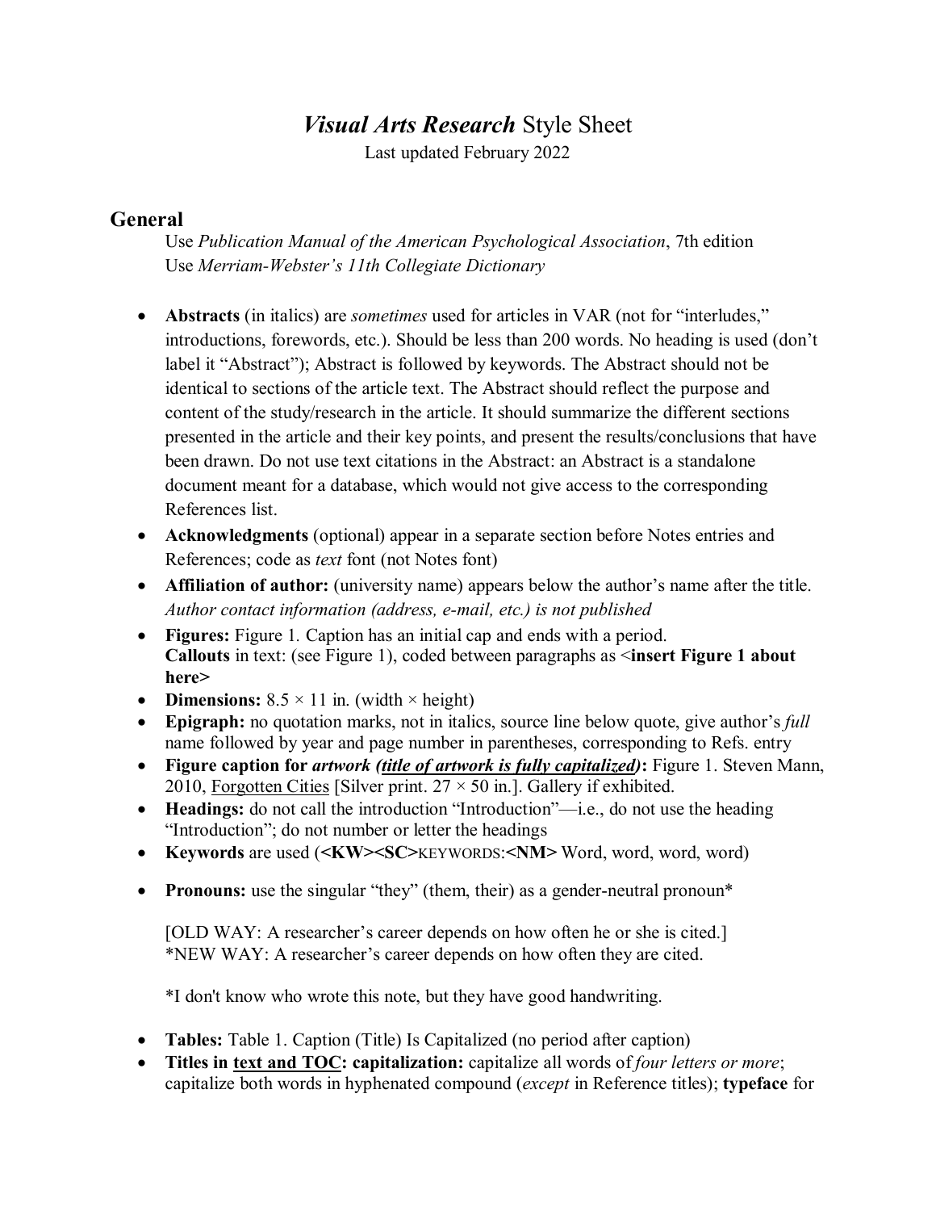# *Visual Arts Research* Style Sheet

Last updated February 2022

## General

Use *Publication Manual of the American Psychological Association*, 7th edition
Use *Merriam-Webster's 11th Collegiate Dictionary*

- **Abstracts** (in italics) are *sometimes* used for articles in VAR (not for "interludes," introductions, forewords, etc.). Should be less than 200 words. No heading is used (don't label it "Abstract"); Abstract is followed by keywords. The Abstract should not be identical to sections of the article text. The Abstract should reflect the purpose and content of the study/research in the article. It should summarize the different sections presented in the article and their key points, and present the results/conclusions that have been drawn. Do not use text citations in the Abstract: an Abstract is a standalone document meant for a database, which would not give access to the corresponding References list.
- **Acknowledgments** (optional) appear in a separate section before Notes entries and References; code as *text* font (not Notes font)
- **Affiliation of author:** (university name) appears below the author's name after the title. *Author contact information (address, e-mail, etc.) is not published*
- **Figures:** Figure 1. Caption has an initial cap and ends with a period. **Callouts** in text: (see Figure 1), coded between paragraphs as <**insert Figure 1 about here>**
- **Dimensions:** 8.5 × 11 in. (width × height)
- **Epigraph:** no quotation marks, not in italics, source line below quote, give author's *full* name followed by year and page number in parentheses, corresponding to Refs. entry
- **Figure caption for *artwork* (<u>*title of artwork is fully capitalized*</u>):** Figure 1. Steven Mann, 2010, <u>Forgotten Cities</u> [Silver print. 27 × 50 in.]. Gallery if exhibited.
- **Headings:** do not call the introduction "Introduction"—i.e., do not use the heading "Introduction"; do not number or letter the headings
- **Keywords** are used (**<KW><SC>**KEYWORDS:**<NM>** Word, word, word, word)
- **Pronouns:** use the singular "they" (them, their) as a gender-neutral pronoun*

  [OLD WAY: A researcher's career depends on how often he or she is cited.]
  *NEW WAY: A researcher's career depends on how often they are cited.

  *I don't know who wrote this note, but they have good handwriting.

- **Tables:** Table 1. Caption (Title) Is Capitalized (no period after caption)
- **Titles in <u>text and TOC</u>: capitalization:** capitalize all words of *four letters or more*; capitalize both words in hyphenated compound (*except* in Reference titles); **typeface** for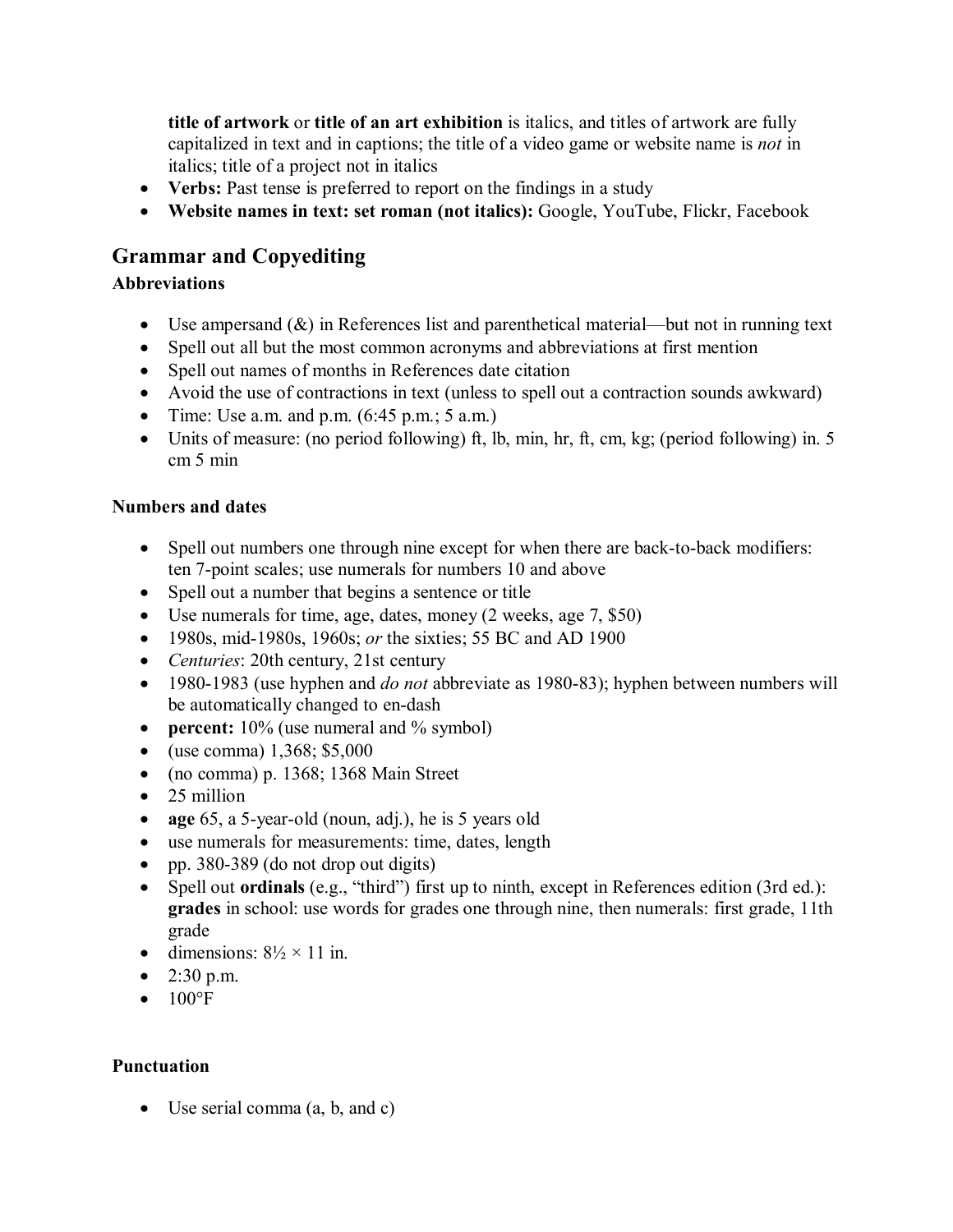**title of artwork** or **title of an art exhibition** is italics, and titles of artwork are fully capitalized in text and in captions; the title of a video game or website name is *not* in italics; title of a project not in italics

- **Verbs:** Past tense is preferred to report on the findings in a study
- **Website names in text: set roman (not italics):** Google, YouTube, Flickr, Facebook

## Grammar and Copyediting

### Abbreviations

- Use ampersand (&) in References list and parenthetical material—but not in running text
- Spell out all but the most common acronyms and abbreviations at first mention
- Spell out names of months in References date citation
- Avoid the use of contractions in text (unless to spell out a contraction sounds awkward)
- Time: Use a.m. and p.m. (6:45 p.m.; 5 a.m.)
- Units of measure: (no period following) ft, lb, min, hr, ft, cm, kg; (period following) in. 5 cm 5 min

### Numbers and dates

- Spell out numbers one through nine except for when there are back-to-back modifiers: ten 7-point scales; use numerals for numbers 10 and above
- Spell out a number that begins a sentence or title
- Use numerals for time, age, dates, money (2 weeks, age 7, $50)
- 1980s, mid-1980s, 1960s; *or* the sixties; 55 BC and AD 1900
- *Centuries*: 20th century, 21st century
- 1980-1983 (use hyphen and *do not* abbreviate as 1980-83); hyphen between numbers will be automatically changed to en-dash
- **percent:** 10% (use numeral and % symbol)
- (use comma) 1,368; $5,000
- (no comma) p. 1368; 1368 Main Street
- 25 million
- **age** 65, a 5-year-old (noun, adj.), he is 5 years old
- use numerals for measurements: time, dates, length
- pp. 380-389 (do not drop out digits)
- Spell out **ordinals** (e.g., "third") first up to ninth, except in References edition (3rd ed.): **grades** in school: use words for grades one through nine, then numerals: first grade, 11th grade
- dimensions: 8½ × 11 in.
- 2:30 p.m.
- 100°F

### Punctuation

- Use serial comma (a, b, and c)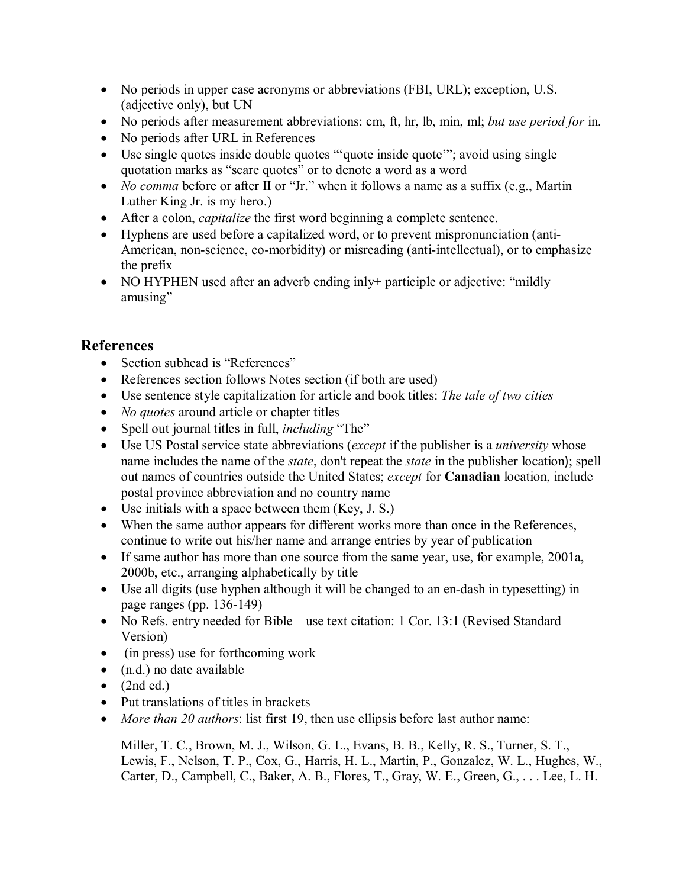- No periods in upper case acronyms or abbreviations (FBI, URL); exception, U.S. (adjective only), but UN
- No periods after measurement abbreviations: cm, ft, hr, lb, min, ml; *but use period for* in.
- No periods after URL in References
- Use single quotes inside double quotes "'quote inside quote'"; avoid using single quotation marks as "scare quotes" or to denote a word as a word
- *No comma* before or after II or "Jr." when it follows a name as a suffix (e.g., Martin Luther King Jr. is my hero.)
- After a colon, *capitalize* the first word beginning a complete sentence.
- Hyphens are used before a capitalized word, or to prevent mispronunciation (anti-American, non-science, co-morbidity) or misreading (anti-intellectual), or to emphasize the prefix
- NO HYPHEN used after an adverb ending inly+ participle or adjective: "mildly amusing"

## References

- Section subhead is "References"
- References section follows Notes section (if both are used)
- Use sentence style capitalization for article and book titles: *The tale of two cities*
- *No quotes* around article or chapter titles
- Spell out journal titles in full, *including* "The"
- Use US Postal service state abbreviations (*except* if the publisher is a *university* whose name includes the name of the *state*, don't repeat the *state* in the publisher location); spell out names of countries outside the United States; *except* for **Canadian** location, include postal province abbreviation and no country name
- Use initials with a space between them (Key, J. S.)
- When the same author appears for different works more than once in the References, continue to write out his/her name and arrange entries by year of publication
- If same author has more than one source from the same year, use, for example, 2001a, 2000b, etc., arranging alphabetically by title
- Use all digits (use hyphen although it will be changed to an en-dash in typesetting) in page ranges (pp. 136-149)
- No Refs. entry needed for Bible—use text citation: 1 Cor. 13:1 (Revised Standard Version)
- (in press) use for forthcoming work
- (n.d.) no date available
- (2nd ed.)
- Put translations of titles in brackets
- *More than 20 authors*: list first 19, then use ellipsis before last author name:

  Miller, T. C., Brown, M. J., Wilson, G. L., Evans, B. B., Kelly, R. S., Turner, S. T., Lewis, F., Nelson, T. P., Cox, G., Harris, H. L., Martin, P., Gonzalez, W. L., Hughes, W., Carter, D., Campbell, C., Baker, A. B., Flores, T., Gray, W. E., Green, G., . . . Lee, L. H.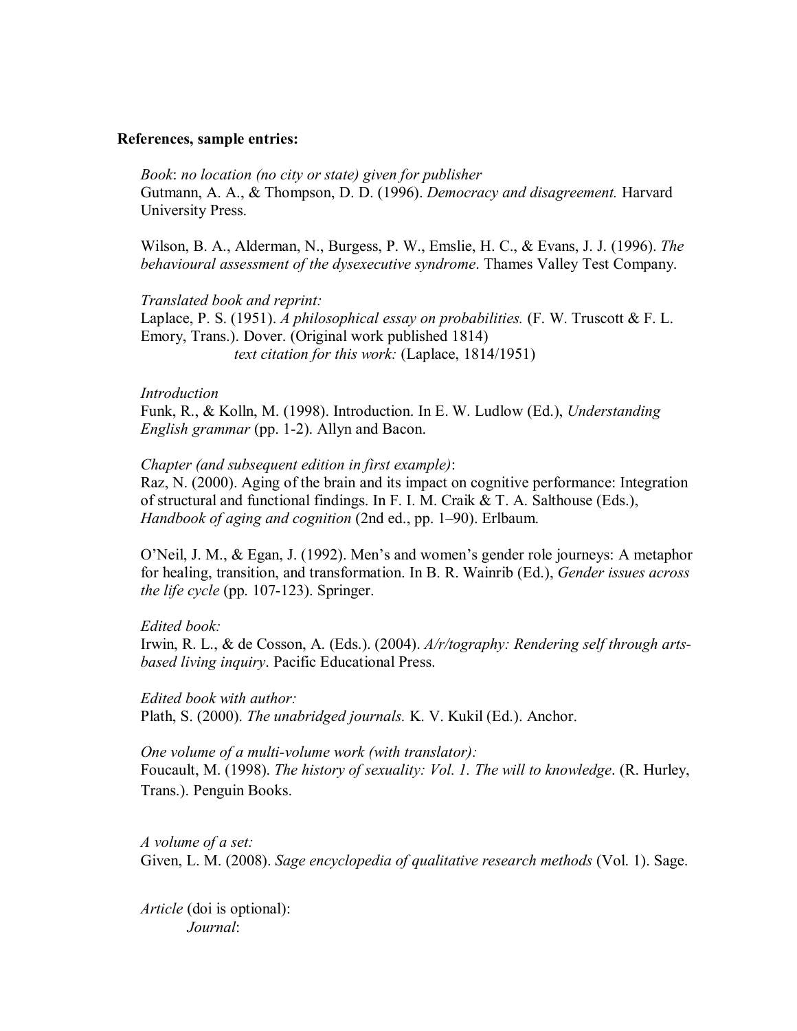**References, sample entries:**

*Book*: *no location (no city or state) given for publisher*
Gutmann, A. A., & Thompson, D. D. (1996). *Democracy and disagreement.* Harvard University Press.

Wilson, B. A., Alderman, N., Burgess, P. W., Emslie, H. C., & Evans, J. J. (1996). *The behavioural assessment of the dysexecutive syndrome*. Thames Valley Test Company.

*Translated book and reprint:*
Laplace, P. S. (1951). *A philosophical essay on probabilities.* (F. W. Truscott & F. L. Emory, Trans.). Dover. (Original work published 1814)
*text citation for this work:* (Laplace, 1814/1951)

*Introduction*
Funk, R., & Kolln, M. (1998). Introduction. In E. W. Ludlow (Ed.), *Understanding English grammar* (pp. 1-2). Allyn and Bacon.

*Chapter (and subsequent edition in first example)*:
Raz, N. (2000). Aging of the brain and its impact on cognitive performance: Integration of structural and functional findings. In F. I. M. Craik & T. A. Salthouse (Eds.), *Handbook of aging and cognition* (2nd ed., pp. 1–90). Erlbaum.

O'Neil, J. M., & Egan, J. (1992). Men's and women's gender role journeys: A metaphor for healing, transition, and transformation. In B. R. Wainrib (Ed.), *Gender issues across the life cycle* (pp. 107-123). Springer.

*Edited book:*
Irwin, R. L., & de Cosson, A. (Eds.). (2004). *A/r/tography: Rendering self through arts-based living inquiry*. Pacific Educational Press.

*Edited book with author:*
Plath, S. (2000). *The unabridged journals.* K. V. Kukil (Ed.). Anchor.

*One volume of a multi-volume work (with translator):*
Foucault, M. (1998). *The history of sexuality: Vol. 1. The will to knowledge*. (R. Hurley, Trans.). Penguin Books.

*A volume of a set:*
Given, L. M. (2008). *Sage encyclopedia of qualitative research methods* (Vol. 1). Sage.

*Article* (doi is optional):
*Journal*: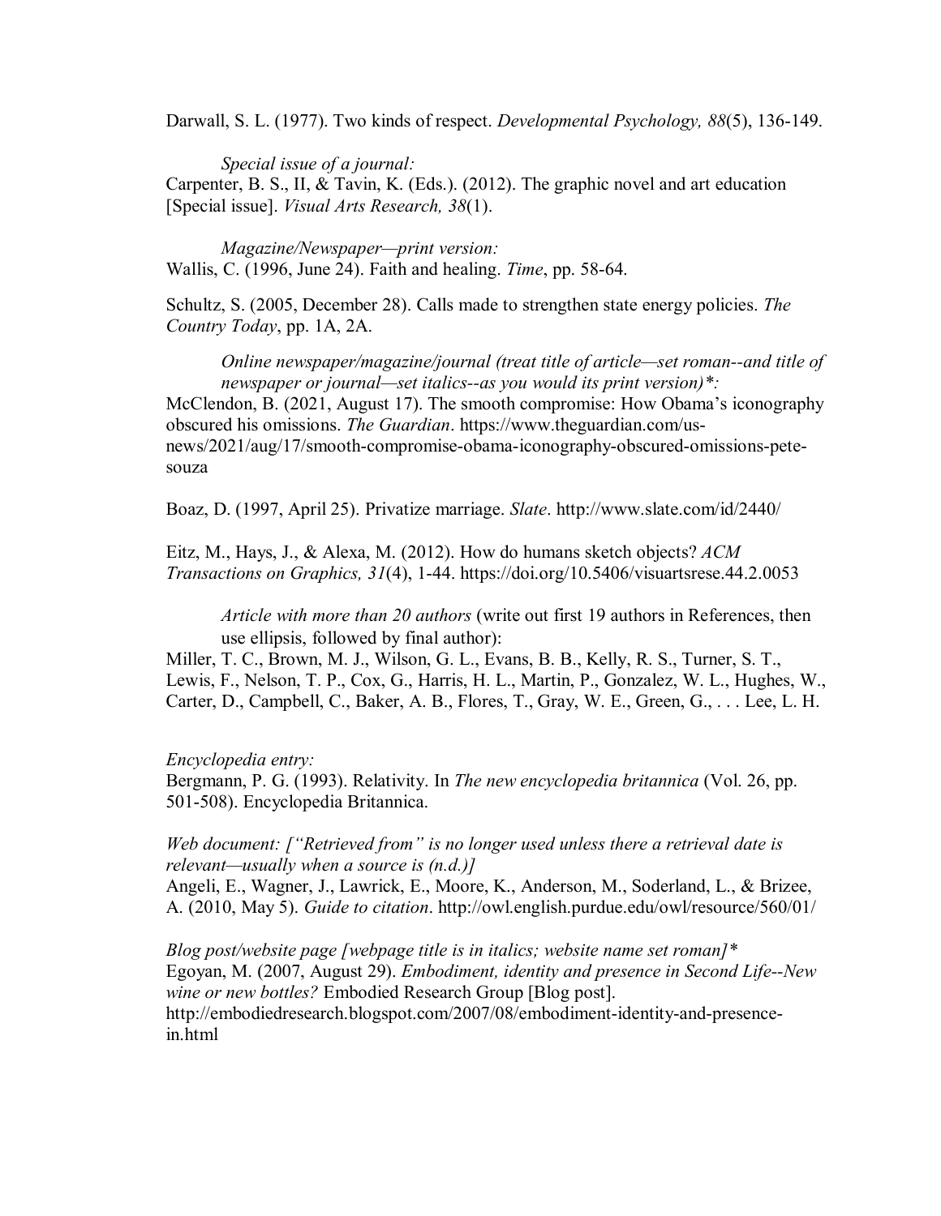Darwall, S. L. (1977). Two kinds of respect. *Developmental Psychology, 88*(5), 136-149.

*Special issue of a journal:*
Carpenter, B. S., II, & Tavin, K. (Eds.). (2012). The graphic novel and art education [Special issue]. *Visual Arts Research, 38*(1).

*Magazine/Newspaper—print version:*
Wallis, C. (1996, June 24). Faith and healing. *Time*, pp. 58-64.

Schultz, S. (2005, December 28). Calls made to strengthen state energy policies. *The Country Today*, pp. 1A, 2A.

*Online newspaper/magazine/journal (treat title of article—set roman--and title of newspaper or journal—set italics--as you would its print version)*:*
McClendon, B. (2021, August 17). The smooth compromise: How Obama's iconography obscured his omissions. *The Guardian*. https://www.theguardian.com/us-news/2021/aug/17/smooth-compromise-obama-iconography-obscured-omissions-pete-souza

Boaz, D. (1997, April 25). Privatize marriage. *Slate*. http://www.slate.com/id/2440/

Eitz, M., Hays, J., & Alexa, M. (2012). How do humans sketch objects? *ACM Transactions on Graphics, 31*(4), 1-44. https://doi.org/10.5406/visuartsrese.44.2.0053

*Article with more than 20 authors* (write out first 19 authors in References, then use ellipsis, followed by final author):
Miller, T. C., Brown, M. J., Wilson, G. L., Evans, B. B., Kelly, R. S., Turner, S. T., Lewis, F., Nelson, T. P., Cox, G., Harris, H. L., Martin, P., Gonzalez, W. L., Hughes, W., Carter, D., Campbell, C., Baker, A. B., Flores, T., Gray, W. E., Green, G., . . . Lee, L. H.

*Encyclopedia entry:*
Bergmann, P. G. (1993). Relativity. In *The new encyclopedia britannica* (Vol. 26, pp. 501-508). Encyclopedia Britannica.

*Web document: ["Retrieved from" is no longer used unless there a retrieval date is relevant—usually when a source is (n.d.)]*
Angeli, E., Wagner, J., Lawrick, E., Moore, K., Anderson, M., Soderland, L., & Brizee, A. (2010, May 5). *Guide to citation*. http://owl.english.purdue.edu/owl/resource/560/01/

*Blog post/website page [webpage title is in italics; website name set roman]**
Egoyan, M. (2007, August 29). *Embodiment, identity and presence in Second Life--New wine or new bottles?* Embodied Research Group [Blog post]. http://embodiedresearch.blogspot.com/2007/08/embodiment-identity-and-presence-in.html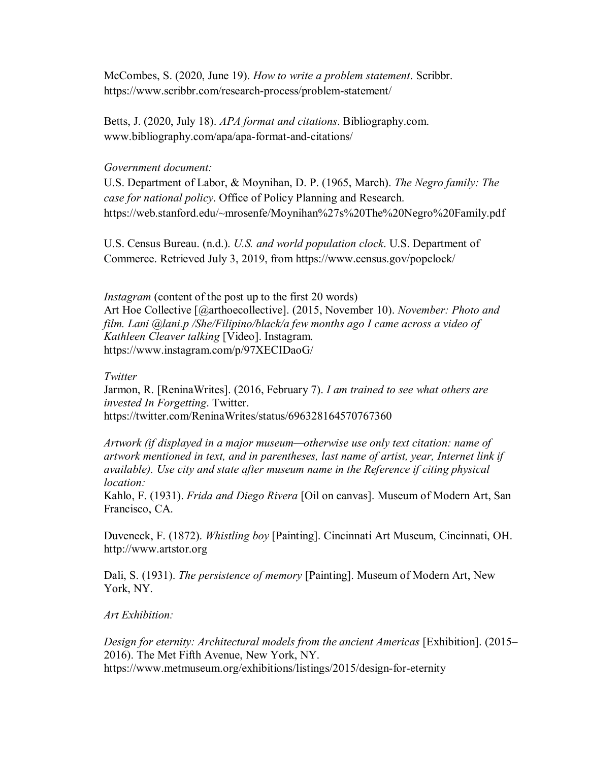McCombes, S. (2020, June 19). *How to write a problem statement*. Scribbr. https://www.scribbr.com/research-process/problem-statement/

Betts, J. (2020, July 18). *APA format and citations*. Bibliography.com. www.bibliography.com/apa/apa-format-and-citations/

*Government document:*
U.S. Department of Labor, & Moynihan, D. P. (1965, March). *The Negro family: The case for national policy*. Office of Policy Planning and Research. https://web.stanford.edu/~mrosenfe/Moynihan%27s%20The%20Negro%20Family.pdf

U.S. Census Bureau. (n.d.). *U.S. and world population clock*. U.S. Department of Commerce. Retrieved July 3, 2019, from https://www.census.gov/popclock/

*Instagram* (content of the post up to the first 20 words)
Art Hoe Collective [@arthoecollective]. (2015, November 10). *November: Photo and film. Lani @lani.p /She/Filipino/black/a few months ago I came across a video of Kathleen Cleaver talking* [Video]. Instagram. https://www.instagram.com/p/97XECIDaoG/

*Twitter*
Jarmon, R. [ReninaWrites]. (2016, February 7). *I am trained to see what others are invested In Forgetting*. Twitter. https://twitter.com/ReninaWrites/status/696328164570767360

*Artwork (if displayed in a major museum—otherwise use only text citation: name of artwork mentioned in text, and in parentheses, last name of artist, year, Internet link if available). Use city and state after museum name in the Reference if citing physical location:*
Kahlo, F. (1931). *Frida and Diego Rivera* [Oil on canvas]. Museum of Modern Art, San Francisco, CA.

Duveneck, F. (1872). *Whistling boy* [Painting]. Cincinnati Art Museum, Cincinnati, OH. http://www.artstor.org

Dali, S. (1931). *The persistence of memory* [Painting]. Museum of Modern Art, New York, NY.

*Art Exhibition:*

*Design for eternity: Architectural models from the ancient Americas* [Exhibition]. (2015–2016). The Met Fifth Avenue, New York, NY. https://www.metmuseum.org/exhibitions/listings/2015/design-for-eternity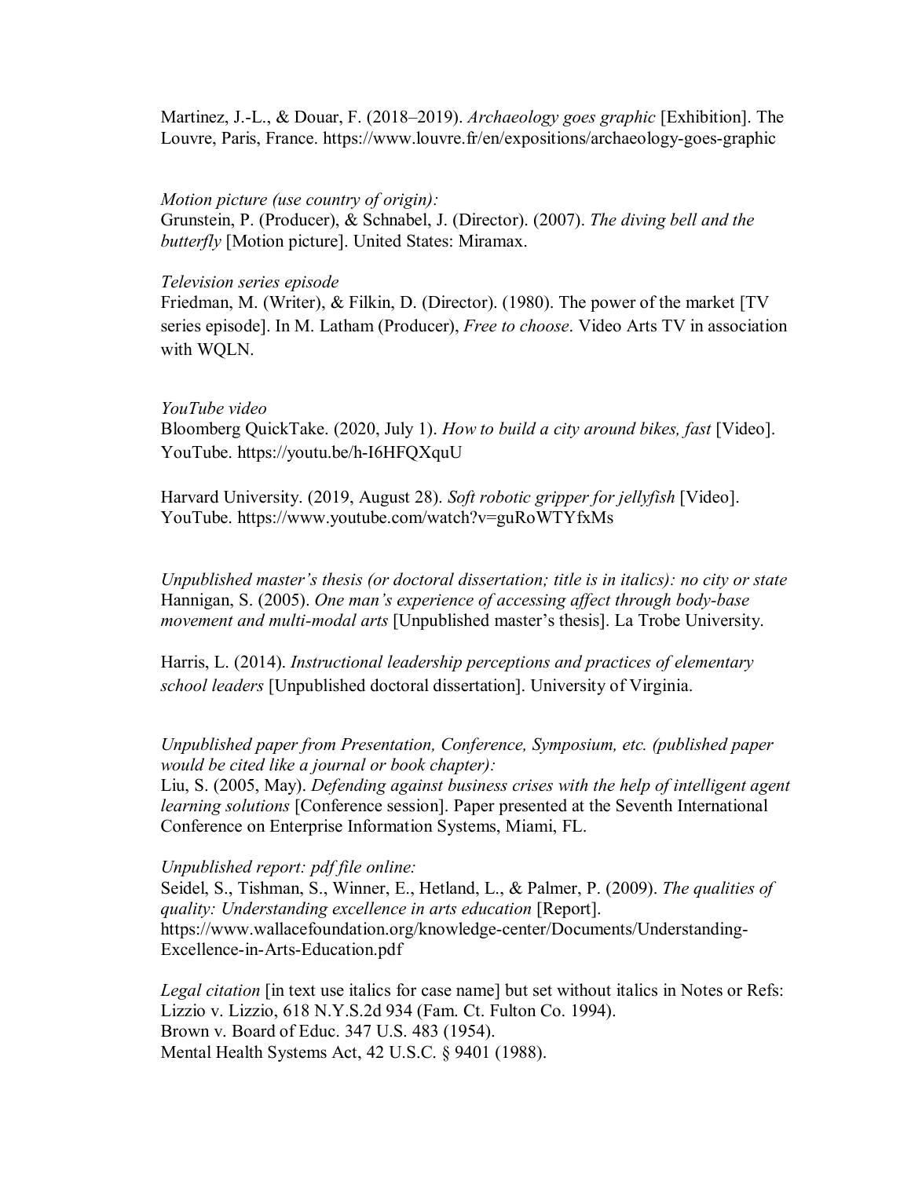Martinez, J.-L., & Douar, F. (2018–2019). *Archaeology goes graphic* [Exhibition]. The Louvre, Paris, France. https://www.louvre.fr/en/expositions/archaeology-goes-graphic

*Motion picture (use country of origin):*
Grunstein, P. (Producer), & Schnabel, J. (Director). (2007). *The diving bell and the butterfly* [Motion picture]. United States: Miramax.

*Television series episode*
Friedman, M. (Writer), & Filkin, D. (Director). (1980). The power of the market [TV series episode]. In M. Latham (Producer), *Free to choose*. Video Arts TV in association with WQLN.

*YouTube video*
Bloomberg QuickTake. (2020, July 1). *How to build a city around bikes, fast* [Video]. YouTube. https://youtu.be/h-I6HFQXquU

Harvard University. (2019, August 28). *Soft robotic gripper for jellyfish* [Video]. YouTube. https://www.youtube.com/watch?v=guRoWTYfxMs

*Unpublished master's thesis (or doctoral dissertation; title is in italics): no city or state*
Hannigan, S. (2005). *One man's experience of accessing affect through body-base movement and multi-modal arts* [Unpublished master's thesis]. La Trobe University.

Harris, L. (2014). *Instructional leadership perceptions and practices of elementary school leaders* [Unpublished doctoral dissertation]. University of Virginia.

*Unpublished paper from Presentation, Conference, Symposium, etc. (published paper would be cited like a journal or book chapter):*
Liu, S. (2005, May). *Defending against business crises with the help of intelligent agent learning solutions* [Conference session]. Paper presented at the Seventh International Conference on Enterprise Information Systems, Miami, FL.

*Unpublished report: pdf file online:*
Seidel, S., Tishman, S., Winner, E., Hetland, L., & Palmer, P. (2009). *The qualities of quality: Understanding excellence in arts education* [Report]. https://www.wallacefoundation.org/knowledge-center/Documents/Understanding-Excellence-in-Arts-Education.pdf

*Legal citation* [in text use italics for case name] but set without italics in Notes or Refs:
Lizzio v. Lizzio, 618 N.Y.S.2d 934 (Fam. Ct. Fulton Co. 1994).
Brown v. Board of Educ. 347 U.S. 483 (1954).
Mental Health Systems Act, 42 U.S.C. § 9401 (1988).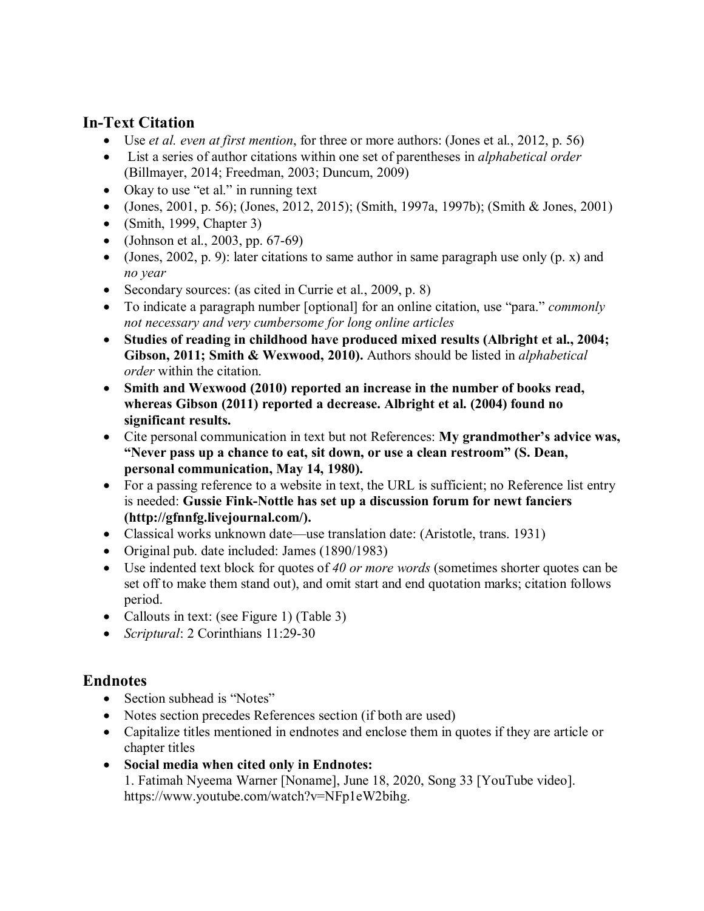## In-Text Citation

- Use *et al. even at first mention*, for three or more authors: (Jones et al., 2012, p. 56)
- List a series of author citations within one set of parentheses in *alphabetical order* (Billmayer, 2014; Freedman, 2003; Duncum, 2009)
- Okay to use "et al." in running text
- (Jones, 2001, p. 56); (Jones, 2012, 2015); (Smith, 1997a, 1997b); (Smith & Jones, 2001)
- (Smith, 1999, Chapter 3)
- (Johnson et al., 2003, pp. 67-69)
- (Jones, 2002, p. 9): later citations to same author in same paragraph use only (p. x) and *no year*
- Secondary sources: (as cited in Currie et al., 2009, p. 8)
- To indicate a paragraph number [optional] for an online citation, use "para." *commonly not necessary and very cumbersome for long online articles*
- **Studies of reading in childhood have produced mixed results (Albright et al., 2004; Gibson, 2011; Smith & Wexwood, 2010).** Authors should be listed in *alphabetical order* within the citation.
- **Smith and Wexwood (2010) reported an increase in the number of books read, whereas Gibson (2011) reported a decrease. Albright et al. (2004) found no significant results.**
- Cite personal communication in text but not References: **My grandmother's advice was, "Never pass up a chance to eat, sit down, or use a clean restroom" (S. Dean, personal communication, May 14, 1980).**
- For a passing reference to a website in text, the URL is sufficient; no Reference list entry is needed: **Gussie Fink-Nottle has set up a discussion forum for newt fanciers (http://gfnnfg.livejournal.com/).**
- Classical works unknown date—use translation date: (Aristotle, trans. 1931)
- Original pub. date included: James (1890/1983)
- Use indented text block for quotes of *40 or more words* (sometimes shorter quotes can be set off to make them stand out), and omit start and end quotation marks; citation follows period.
- Callouts in text: (see Figure 1) (Table 3)
- *Scriptural*: 2 Corinthians 11:29-30

## Endnotes

- Section subhead is "Notes"
- Notes section precedes References section (if both are used)
- Capitalize titles mentioned in endnotes and enclose them in quotes if they are article or chapter titles
- **Social media when cited only in Endnotes:**
  1. Fatimah Nyeema Warner [Noname], June 18, 2020, Song 33 [YouTube video]. https://www.youtube.com/watch?v=NFp1eW2bihg.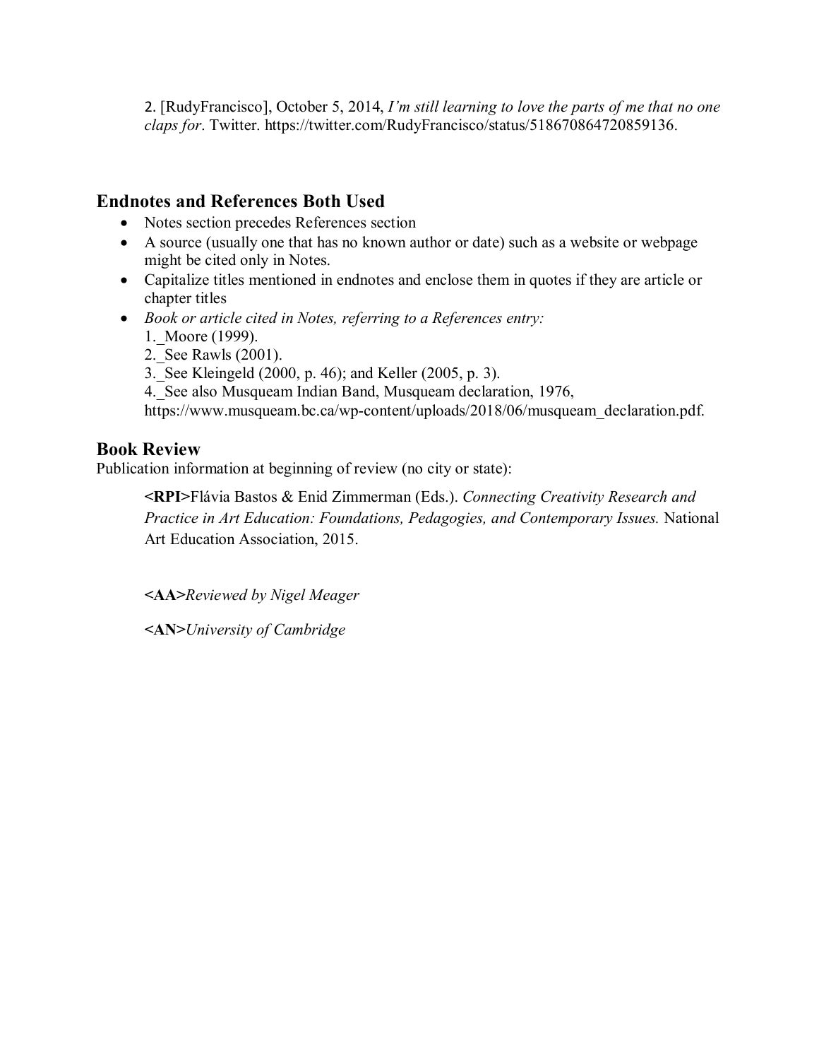2. [RudyFrancisco], October 5, 2014, *I'm still learning to love the parts of me that no one claps for*. Twitter. https://twitter.com/RudyFrancisco/status/518670864720859136.

## Endnotes and References Both Used

- Notes section precedes References section
- A source (usually one that has no known author or date) such as a website or webpage might be cited only in Notes.
- Capitalize titles mentioned in endnotes and enclose them in quotes if they are article or chapter titles
- *Book or article cited in Notes, referring to a References entry:*
  1._Moore (1999).
  2._See Rawls (2001).
  3._See Kleingeld (2000, p. 46); and Keller (2005, p. 3).
  4._See also Musqueam Indian Band, Musqueam declaration, 1976, https://www.musqueam.bc.ca/wp-content/uploads/2018/06/musqueam_declaration.pdf.

## Book Review

Publication information at beginning of review (no city or state):

> **<RPI>**Flávia Bastos & Enid Zimmerman (Eds.). *Connecting Creativity Research and Practice in Art Education: Foundations, Pedagogies, and Contemporary Issues.* National Art Education Association, 2015.
>
> **<AA>***Reviewed by Nigel Meager*
>
> **<AN>***University of Cambridge*